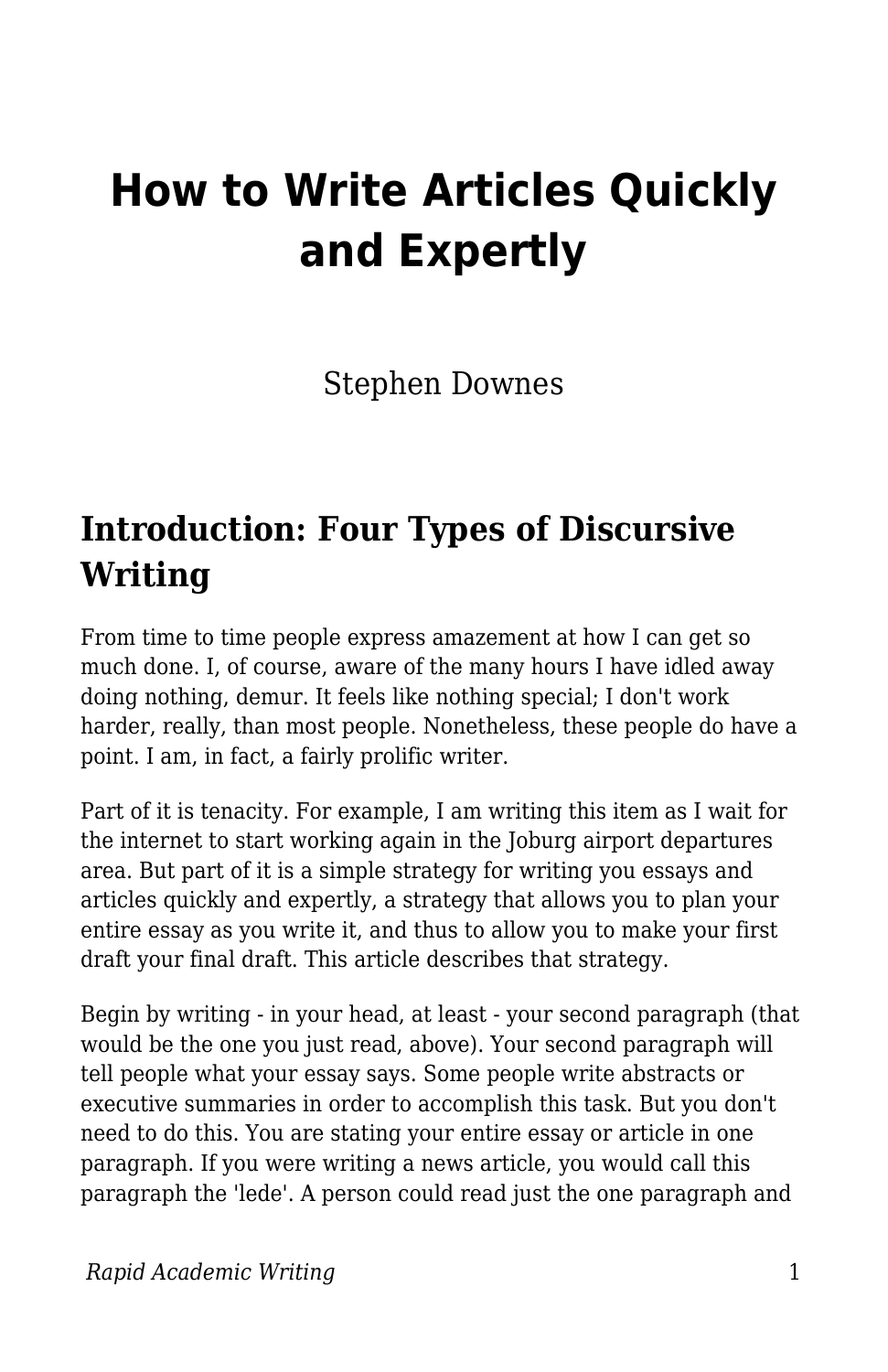# How to Write Articles Quickly and Expertly

Stephen Downes

## Introduction: Four Types of Discursive Writing

From time to time people express amazement at how I can get so much done. I, of course, aware of the many hours I have idled away doing nothing, demur. It feels like nothing special; I don't work harder, really, than most people. Nonetheless, these people do have a point. I am, in fact, a fairly prolific writer.

Part of it is tenacity. For example, I am writing this item as I wait for the internet to start working again in the Joburg airport departures area. But part of it is a simple strategy for writing you essays and articles quickly and expertly, a strategy that allows you to plan your entire essay as you write it, and thus to allow you to make your first draft your final draft. This article describes that strategy.

Begin by writing - in your head, at least - your second paragraph (that would be the one you just read, above). Your second paragraph will tell people what your essay says. Some people write abstracts or executive summaries in order to accomplish this task. But you don't need to do this. You are stating your entire essay or article in one paragraph. If you were writing a news article, you would call this paragraph the 'lede'. A person could read just the one paragraph and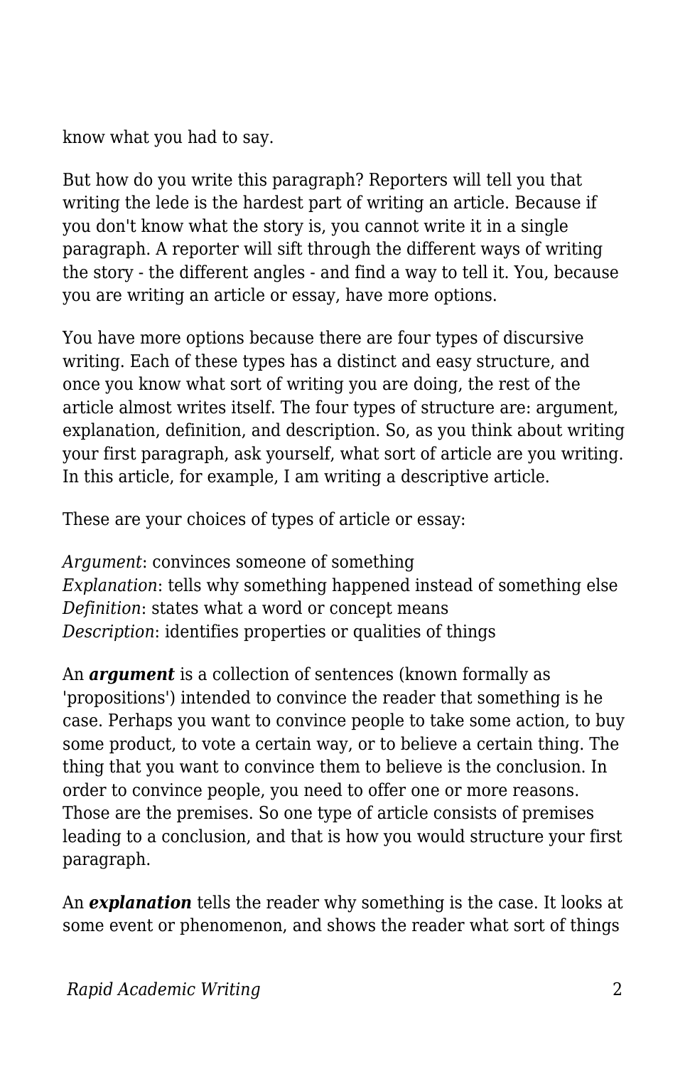know what you had to say.

But how do you write this paragraph? Reporters will tell you that writing the lede is the hardest part of writing an article. Because if you don't know what the story is, you cannot write it in a single paragraph. A reporter will sift through the different ways of writing the story - the different angles - and find a way to tell it. You, because you are writing an article or essay, have more options.

You have more options because there are four types of discursive writing. Each of these types has a distinct and easy structure, and once you know what sort of writing you are doing, the rest of the article almost writes itself. The four types of structure are: argument, explanation, definition, and description. So, as you think about writing your first paragraph, ask yourself, what sort of article are you writing. In this article, for example, I am writing a descriptive article.

These are your choices of types of article or essay:

*Argument*: convinces someone of something
*Explanation*: tells why something happened instead of something else
*Definition*: states what a word or concept means
*Description*: identifies properties or qualities of things

An ***argument*** is a collection of sentences (known formally as 'propositions') intended to convince the reader that something is he case. Perhaps you want to convince people to take some action, to buy some product, to vote a certain way, or to believe a certain thing. The thing that you want to convince them to believe is the conclusion. In order to convince people, you need to offer one or more reasons. Those are the premises. So one type of article consists of premises leading to a conclusion, and that is how you would structure your first paragraph.

An ***explanation*** tells the reader why something is the case. It looks at some event or phenomenon, and shows the reader what sort of things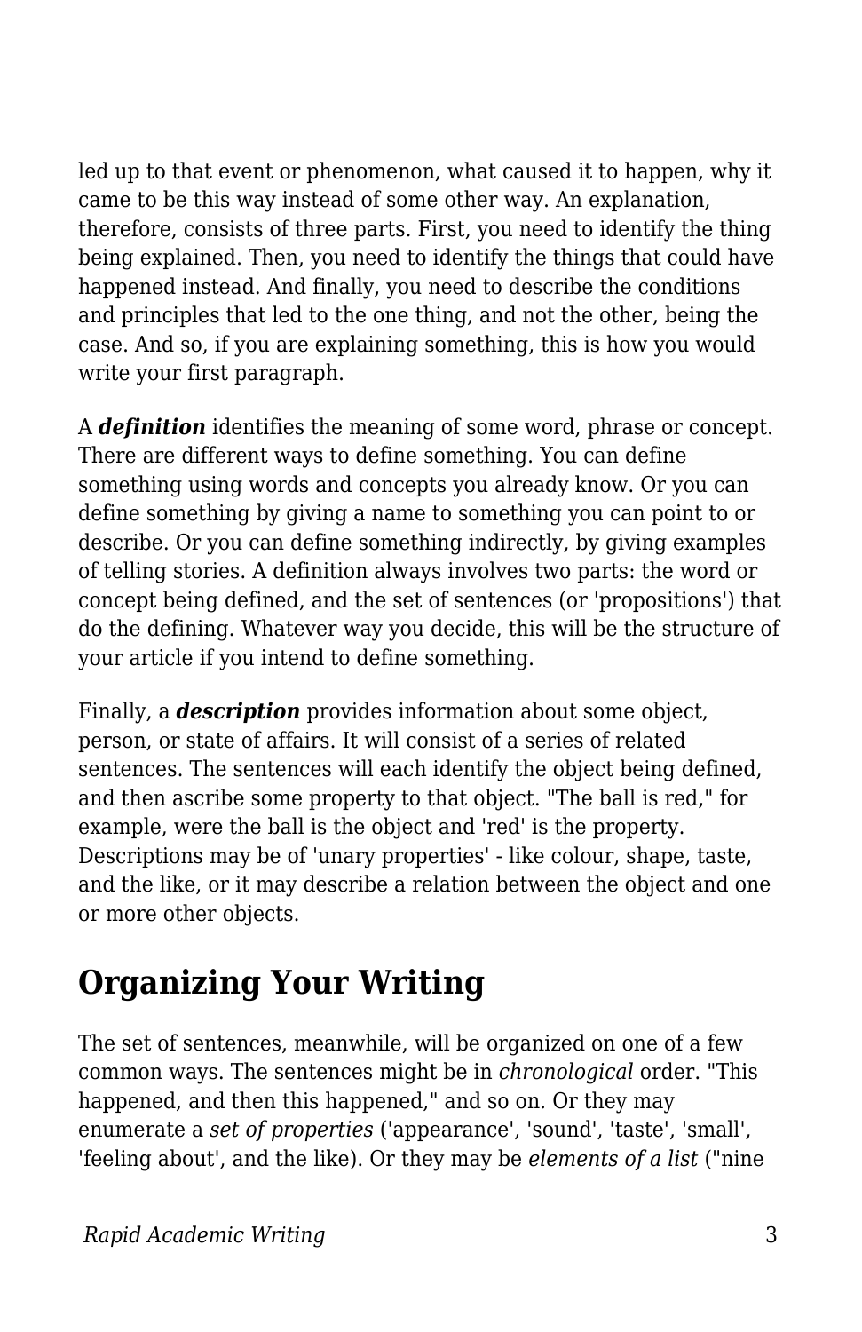led up to that event or phenomenon, what caused it to happen, why it came to be this way instead of some other way. An explanation, therefore, consists of three parts. First, you need to identify the thing being explained. Then, you need to identify the things that could have happened instead. And finally, you need to describe the conditions and principles that led to the one thing, and not the other, being the case. And so, if you are explaining something, this is how you would write your first paragraph.

A ***definition*** identifies the meaning of some word, phrase or concept. There are different ways to define something. You can define something using words and concepts you already know. Or you can define something by giving a name to something you can point to or describe. Or you can define something indirectly, by giving examples of telling stories. A definition always involves two parts: the word or concept being defined, and the set of sentences (or 'propositions') that do the defining. Whatever way you decide, this will be the structure of your article if you intend to define something.

Finally, a ***description*** provides information about some object, person, or state of affairs. It will consist of a series of related sentences. The sentences will each identify the object being defined, and then ascribe some property to that object. "The ball is red," for example, were the ball is the object and 'red' is the property. Descriptions may be of 'unary properties' - like colour, shape, taste, and the like, or it may describe a relation between the object and one or more other objects.

## Organizing Your Writing

The set of sentences, meanwhile, will be organized on one of a few common ways. The sentences might be in *chronological* order. "This happened, and then this happened," and so on. Or they may enumerate a *set of properties* ('appearance', 'sound', 'taste', 'small', 'feeling about', and the like). Or they may be *elements of a list* ("nine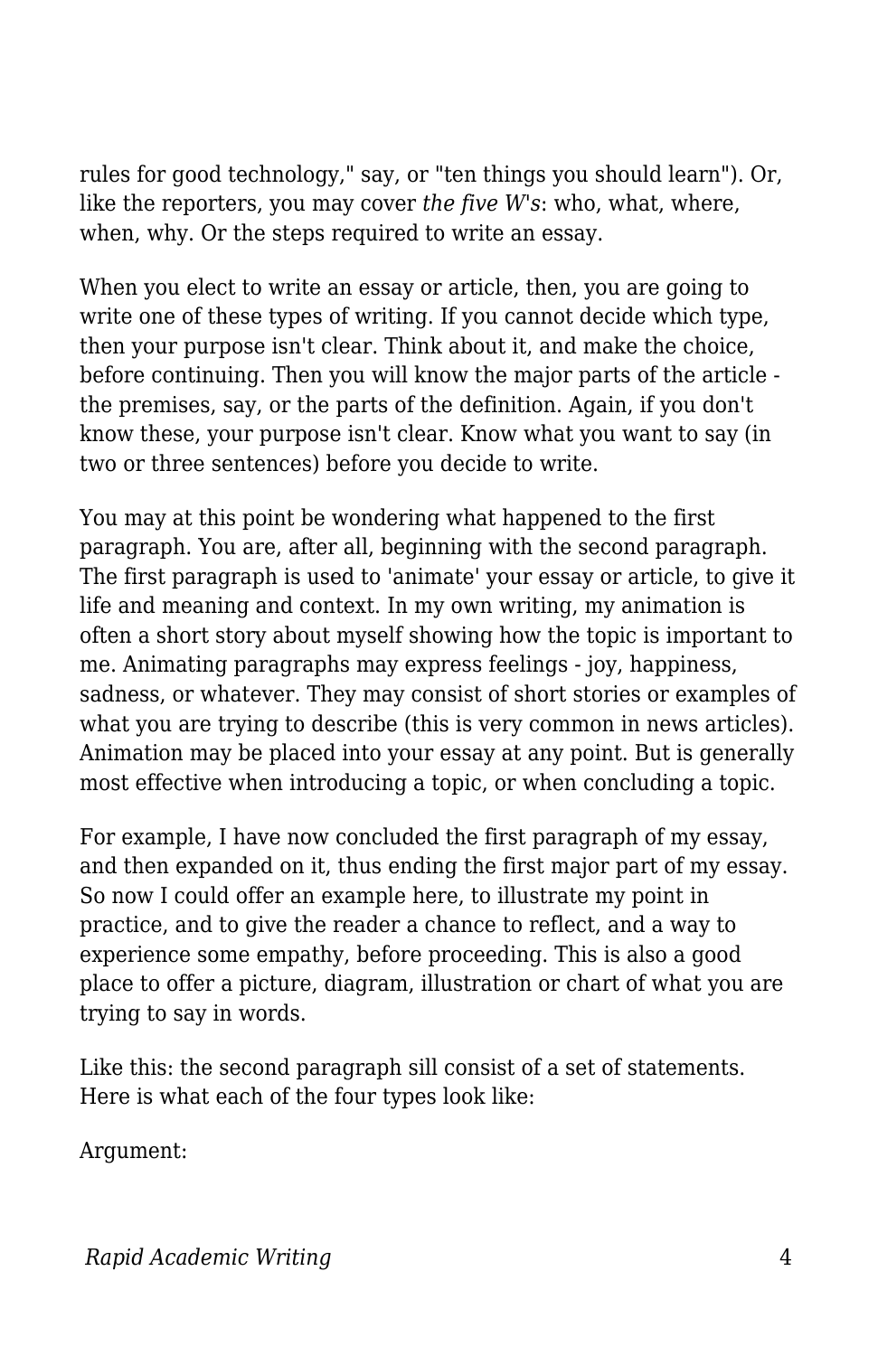rules for good technology," say, or "ten things you should learn"). Or, like the reporters, you may cover *the five W's*: who, what, where, when, why. Or the steps required to write an essay.

When you elect to write an essay or article, then, you are going to write one of these types of writing. If you cannot decide which type, then your purpose isn't clear. Think about it, and make the choice, before continuing. Then you will know the major parts of the article - the premises, say, or the parts of the definition. Again, if you don't know these, your purpose isn't clear. Know what you want to say (in two or three sentences) before you decide to write.

You may at this point be wondering what happened to the first paragraph. You are, after all, beginning with the second paragraph. The first paragraph is used to 'animate' your essay or article, to give it life and meaning and context. In my own writing, my animation is often a short story about myself showing how the topic is important to me. Animating paragraphs may express feelings - joy, happiness, sadness, or whatever. They may consist of short stories or examples of what you are trying to describe (this is very common in news articles). Animation may be placed into your essay at any point. But is generally most effective when introducing a topic, or when concluding a topic.

For example, I have now concluded the first paragraph of my essay, and then expanded on it, thus ending the first major part of my essay. So now I could offer an example here, to illustrate my point in practice, and to give the reader a chance to reflect, and a way to experience some empathy, before proceeding. This is also a good place to offer a picture, diagram, illustration or chart of what you are trying to say in words.

Like this: the second paragraph sill consist of a set of statements. Here is what each of the four types look like:

Argument: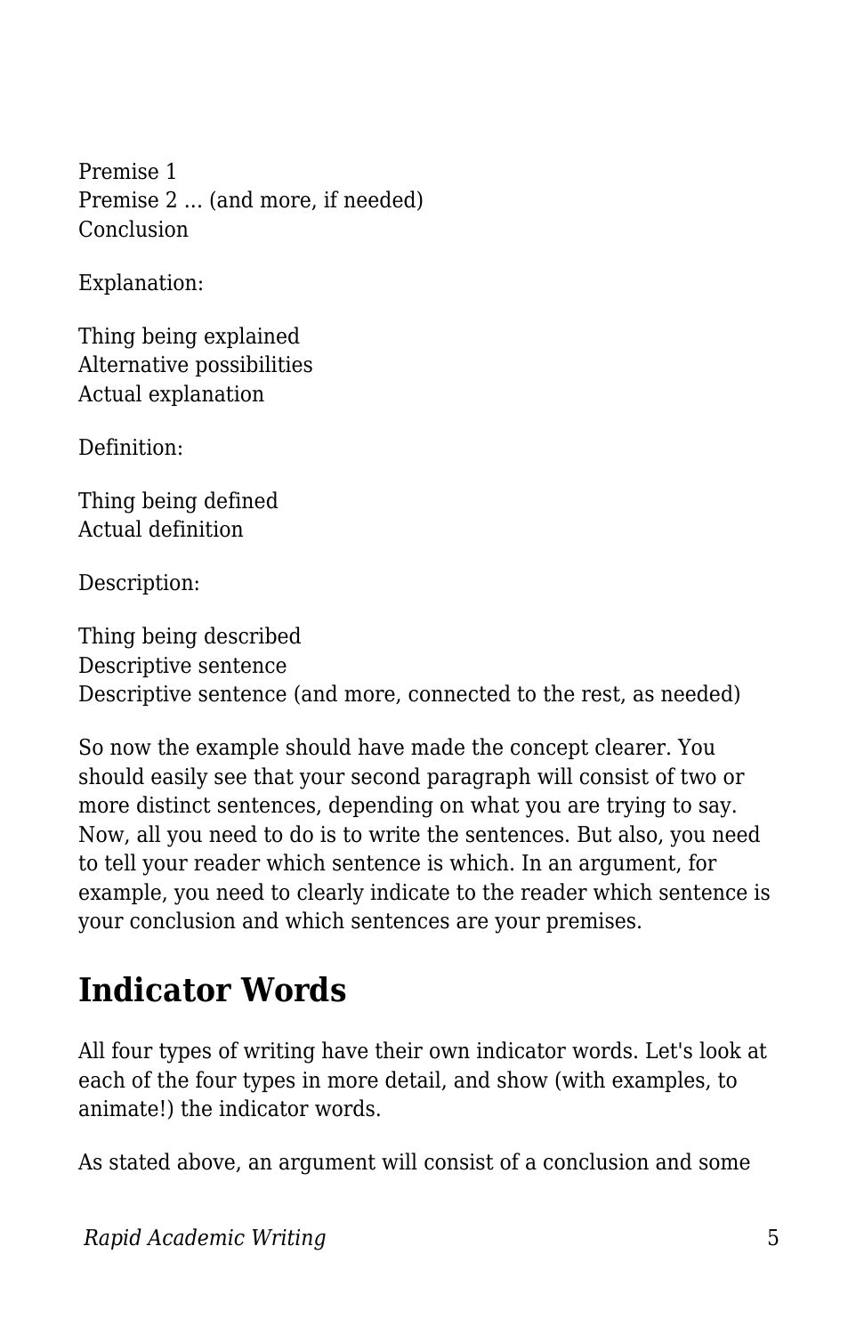Premise 1
Premise 2 ... (and more, if needed)
Conclusion

Explanation:

Thing being explained
Alternative possibilities
Actual explanation

Definition:

Thing being defined
Actual definition

Description:

Thing being described
Descriptive sentence
Descriptive sentence (and more, connected to the rest, as needed)

So now the example should have made the concept clearer. You should easily see that your second paragraph will consist of two or more distinct sentences, depending on what you are trying to say. Now, all you need to do is to write the sentences. But also, you need to tell your reader which sentence is which. In an argument, for example, you need to clearly indicate to the reader which sentence is your conclusion and which sentences are your premises.

## Indicator Words

All four types of writing have their own indicator words. Let's look at each of the four types in more detail, and show (with examples, to animate!) the indicator words.

As stated above, an argument will consist of a conclusion and some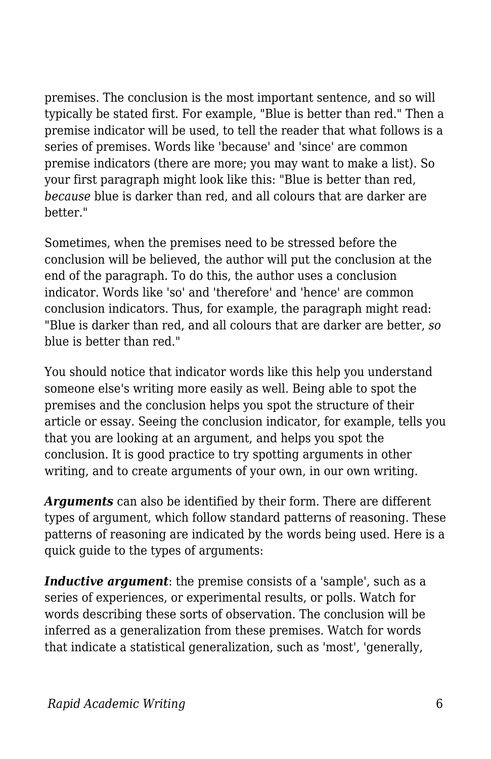premises. The conclusion is the most important sentence, and so will typically be stated first. For example, "Blue is better than red." Then a premise indicator will be used, to tell the reader that what follows is a series of premises. Words like 'because' and 'since' are common premise indicators (there are more; you may want to make a list). So your first paragraph might look like this: "Blue is better than red, *because* blue is darker than red, and all colours that are darker are better."

Sometimes, when the premises need to be stressed before the conclusion will be believed, the author will put the conclusion at the end of the paragraph. To do this, the author uses a conclusion indicator. Words like 'so' and 'therefore' and 'hence' are common conclusion indicators. Thus, for example, the paragraph might read: "Blue is darker than red, and all colours that are darker are better, *so* blue is better than red."

You should notice that indicator words like this help you understand someone else's writing more easily as well. Being able to spot the premises and the conclusion helps you spot the structure of their article or essay. Seeing the conclusion indicator, for example, tells you that you are looking at an argument, and helps you spot the conclusion. It is good practice to try spotting arguments in other writing, and to create arguments of your own, in our own writing.

***Arguments*** can also be identified by their form. There are different types of argument, which follow standard patterns of reasoning. These patterns of reasoning are indicated by the words being used. Here is a quick guide to the types of arguments:

***Inductive argument***: the premise consists of a 'sample', such as a series of experiences, or experimental results, or polls. Watch for words describing these sorts of observation. The conclusion will be inferred as a generalization from these premises. Watch for words that indicate a statistical generalization, such as 'most', 'generally,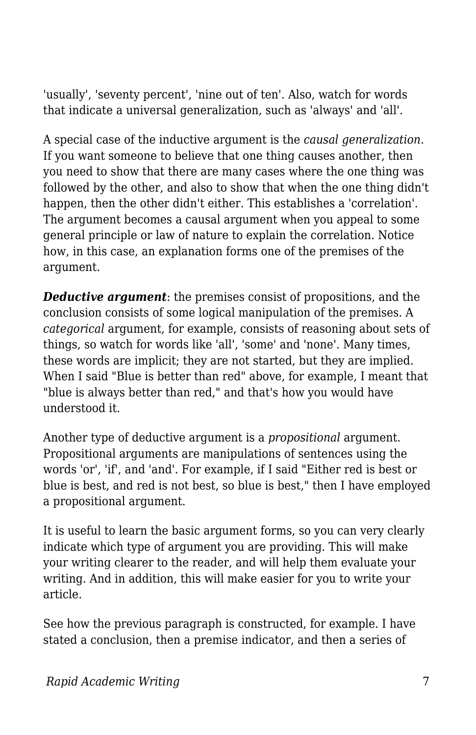'usually', 'seventy percent', 'nine out of ten'. Also, watch for words that indicate a universal generalization, such as 'always' and 'all'.

A special case of the inductive argument is the *causal generalization*. If you want someone to believe that one thing causes another, then you need to show that there are many cases where the one thing was followed by the other, and also to show that when the one thing didn't happen, then the other didn't either. This establishes a 'correlation'. The argument becomes a causal argument when you appeal to some general principle or law of nature to explain the correlation. Notice how, in this case, an explanation forms one of the premises of the argument.

***Deductive argument***: the premises consist of propositions, and the conclusion consists of some logical manipulation of the premises. A *categorical* argument, for example, consists of reasoning about sets of things, so watch for words like 'all', 'some' and 'none'. Many times, these words are implicit; they are not started, but they are implied. When I said "Blue is better than red" above, for example, I meant that "blue is always better than red," and that's how you would have understood it.

Another type of deductive argument is a *propositional* argument. Propositional arguments are manipulations of sentences using the words 'or', 'if', and 'and'. For example, if I said "Either red is best or blue is best, and red is not best, so blue is best," then I have employed a propositional argument.

It is useful to learn the basic argument forms, so you can very clearly indicate which type of argument you are providing. This will make your writing clearer to the reader, and will help them evaluate your writing. And in addition, this will make easier for you to write your article.

See how the previous paragraph is constructed, for example. I have stated a conclusion, then a premise indicator, and then a series of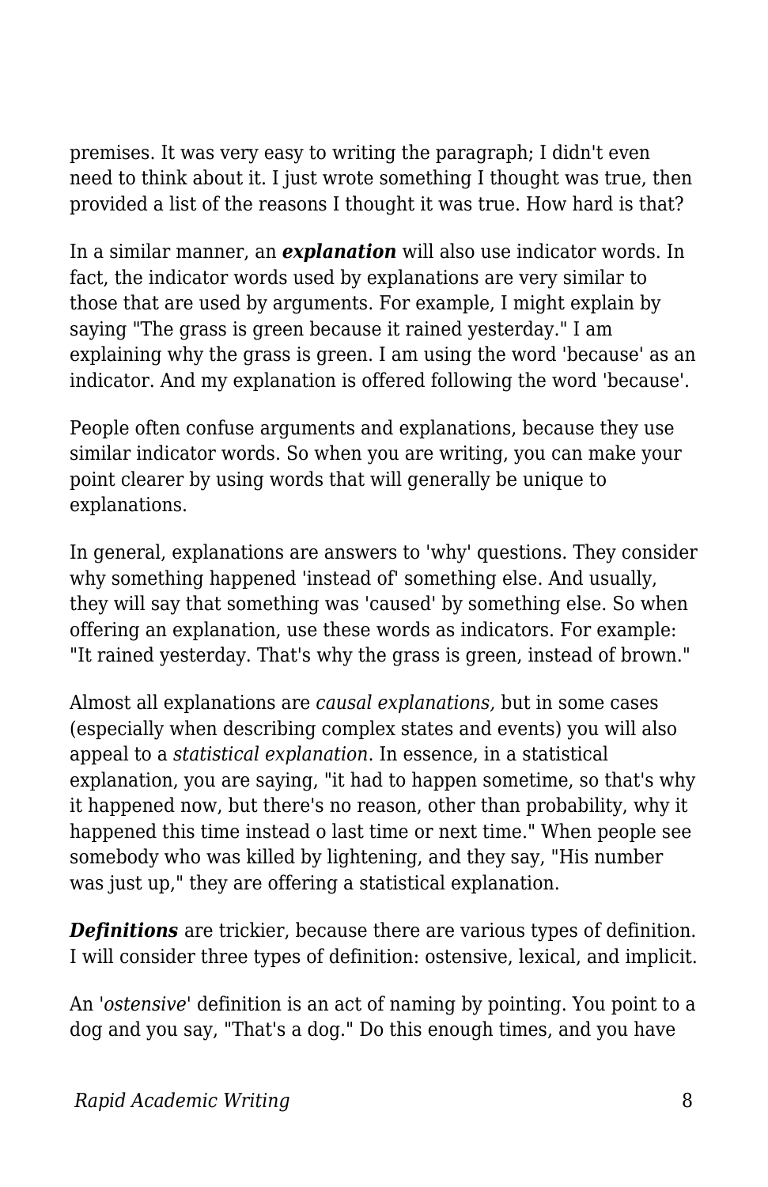premises. It was very easy to writing the paragraph; I didn't even need to think about it. I just wrote something I thought was true, then provided a list of the reasons I thought it was true. How hard is that?

In a similar manner, an ***explanation*** will also use indicator words. In fact, the indicator words used by explanations are very similar to those that are used by arguments. For example, I might explain by saying "The grass is green because it rained yesterday." I am explaining why the grass is green. I am using the word 'because' as an indicator. And my explanation is offered following the word 'because'.

People often confuse arguments and explanations, because they use similar indicator words. So when you are writing, you can make your point clearer by using words that will generally be unique to explanations.

In general, explanations are answers to 'why' questions. They consider why something happened 'instead of' something else. And usually, they will say that something was 'caused' by something else. So when offering an explanation, use these words as indicators. For example: "It rained yesterday. That's why the grass is green, instead of brown."

Almost all explanations are *causal explanations,* but in some cases (especially when describing complex states and events) you will also appeal to a *statistical explanation*. In essence, in a statistical explanation, you are saying, "it had to happen sometime, so that's why it happened now, but there's no reason, other than probability, why it happened this time instead o last time or next time." When people see somebody who was killed by lightening, and they say, "His number was just up," they are offering a statistical explanation.

***Definitions*** are trickier, because there are various types of definition. I will consider three types of definition: ostensive, lexical, and implicit.

An '*ostensive*' definition is an act of naming by pointing. You point to a dog and you say, "That's a dog." Do this enough times, and you have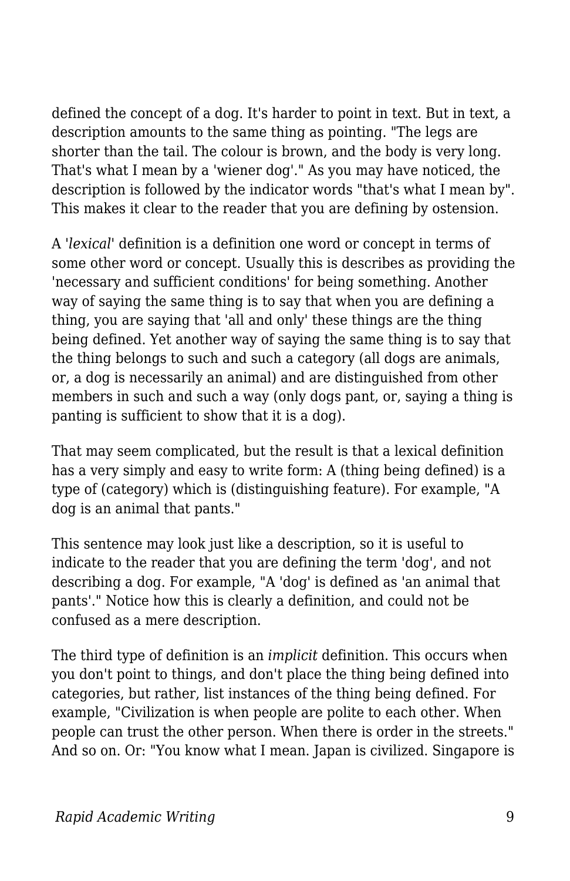defined the concept of a dog. It's harder to point in text. But in text, a description amounts to the same thing as pointing. "The legs are shorter than the tail. The colour is brown, and the body is very long. That's what I mean by a 'wiener dog'." As you may have noticed, the description is followed by the indicator words "that's what I mean by". This makes it clear to the reader that you are defining by ostension.

A '*lexical*' definition is a definition one word or concept in terms of some other word or concept. Usually this is describes as providing the 'necessary and sufficient conditions' for being something. Another way of saying the same thing is to say that when you are defining a thing, you are saying that 'all and only' these things are the thing being defined. Yet another way of saying the same thing is to say that the thing belongs to such and such a category (all dogs are animals, or, a dog is necessarily an animal) and are distinguished from other members in such and such a way (only dogs pant, or, saying a thing is panting is sufficient to show that it is a dog).

That may seem complicated, but the result is that a lexical definition has a very simply and easy to write form: A (thing being defined) is a type of (category) which is (distinguishing feature). For example, "A dog is an animal that pants."

This sentence may look just like a description, so it is useful to indicate to the reader that you are defining the term 'dog', and not describing a dog. For example, "A 'dog' is defined as 'an animal that pants'." Notice how this is clearly a definition, and could not be confused as a mere description.

The third type of definition is an *implicit* definition. This occurs when you don't point to things, and don't place the thing being defined into categories, but rather, list instances of the thing being defined. For example, "Civilization is when people are polite to each other. When people can trust the other person. When there is order in the streets." And so on. Or: "You know what I mean. Japan is civilized. Singapore is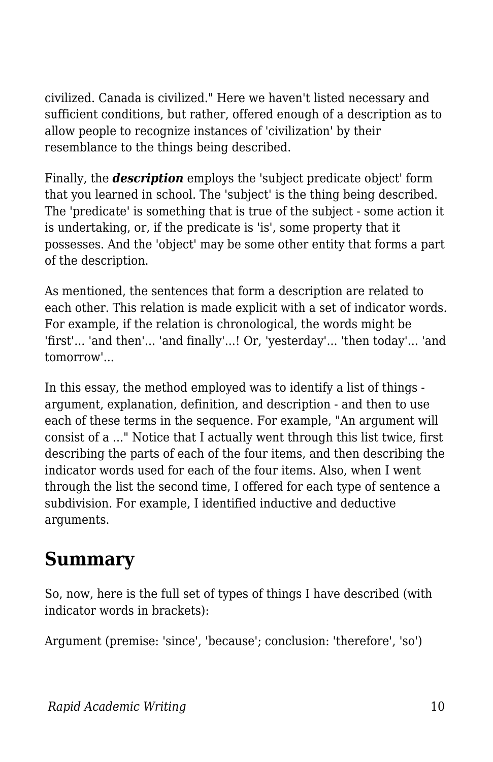civilized. Canada is civilized." Here we haven't listed necessary and sufficient conditions, but rather, offered enough of a description as to allow people to recognize instances of 'civilization' by their resemblance to the things being described.

Finally, the ***description*** employs the 'subject predicate object' form that you learned in school. The 'subject' is the thing being described. The 'predicate' is something that is true of the subject - some action it is undertaking, or, if the predicate is 'is', some property that it possesses. And the 'object' may be some other entity that forms a part of the description.

As mentioned, the sentences that form a description are related to each other. This relation is made explicit with a set of indicator words. For example, if the relation is chronological, the words might be 'first'... 'and then'... 'and finally'...! Or, 'yesterday'... 'then today'... 'and tomorrow'...

In this essay, the method employed was to identify a list of things - argument, explanation, definition, and description - and then to use each of these terms in the sequence. For example, "An argument will consist of a ..." Notice that I actually went through this list twice, first describing the parts of each of the four items, and then describing the indicator words used for each of the four items. Also, when I went through the list the second time, I offered for each type of sentence a subdivision. For example, I identified inductive and deductive arguments.

## Summary

So, now, here is the full set of types of things I have described (with indicator words in brackets):

Argument (premise: 'since', 'because'; conclusion: 'therefore', 'so')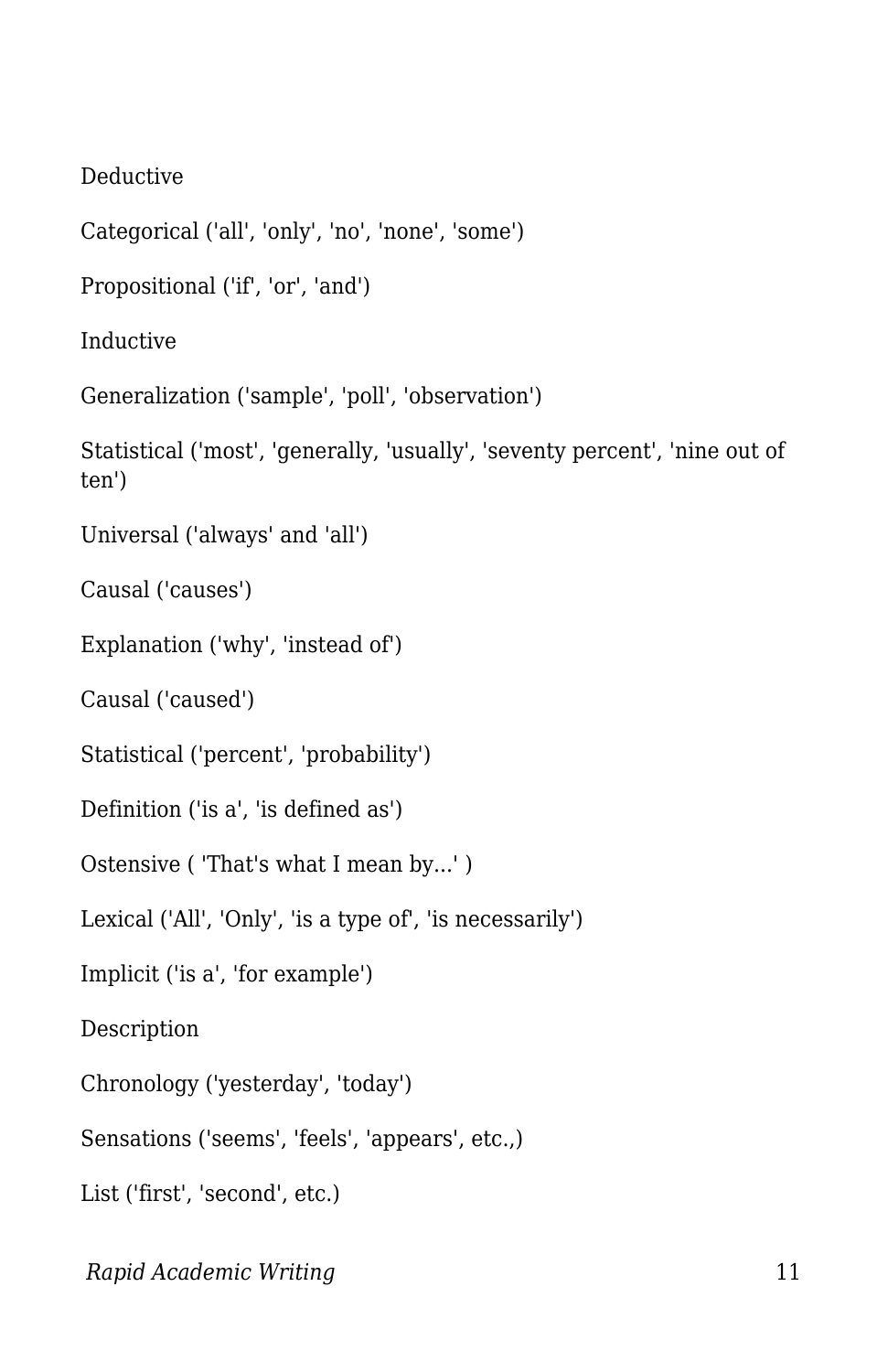Deductive

Categorical ('all', 'only', 'no', 'none', 'some')

Propositional ('if', 'or', 'and')

Inductive

Generalization ('sample', 'poll', 'observation')

Statistical ('most', 'generally, 'usually', 'seventy percent', 'nine out of ten')

Universal ('always' and 'all')

Causal ('causes')

Explanation ('why', 'instead of')

Causal ('caused')

Statistical ('percent', 'probability')

Definition ('is a', 'is defined as')

Ostensive ( 'That's what I mean by...' )

Lexical ('All', 'Only', 'is a type of', 'is necessarily')

Implicit ('is a', 'for example')

Description

Chronology ('yesterday', 'today')

Sensations ('seems', 'feels', 'appears', etc.,)

List ('first', 'second', etc.)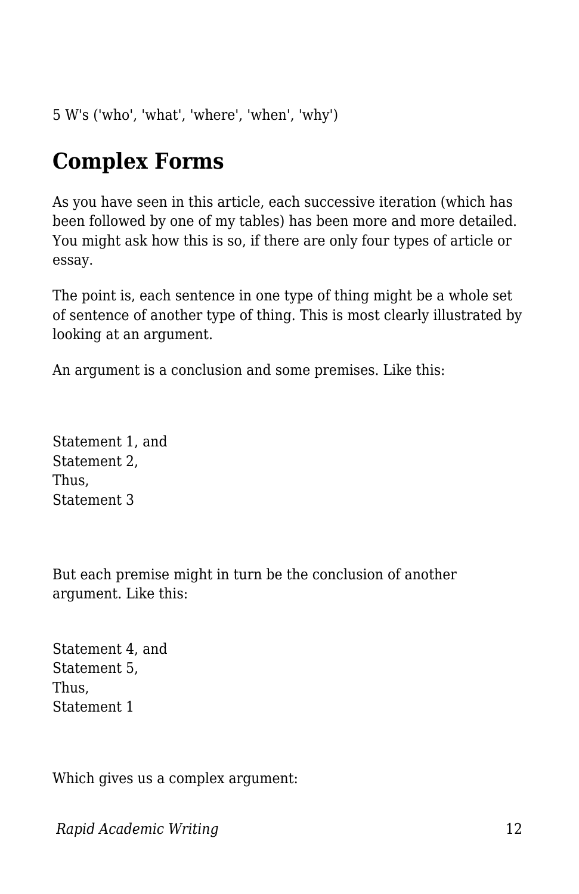5 W's ('who', 'what', 'where', 'when', 'why')

## Complex Forms

As you have seen in this article, each successive iteration (which has been followed by one of my tables) has been more and more detailed. You might ask how this is so, if there are only four types of article or essay.

The point is, each sentence in one type of thing might be a whole set of sentence of another type of thing. This is most clearly illustrated by looking at an argument.

An argument is a conclusion and some premises. Like this:

Statement 1, and  
Statement 2,  
Thus,  
Statement 3

But each premise might in turn be the conclusion of another argument. Like this:

Statement 4, and  
Statement 5,  
Thus,  
Statement 1

Which gives us a complex argument: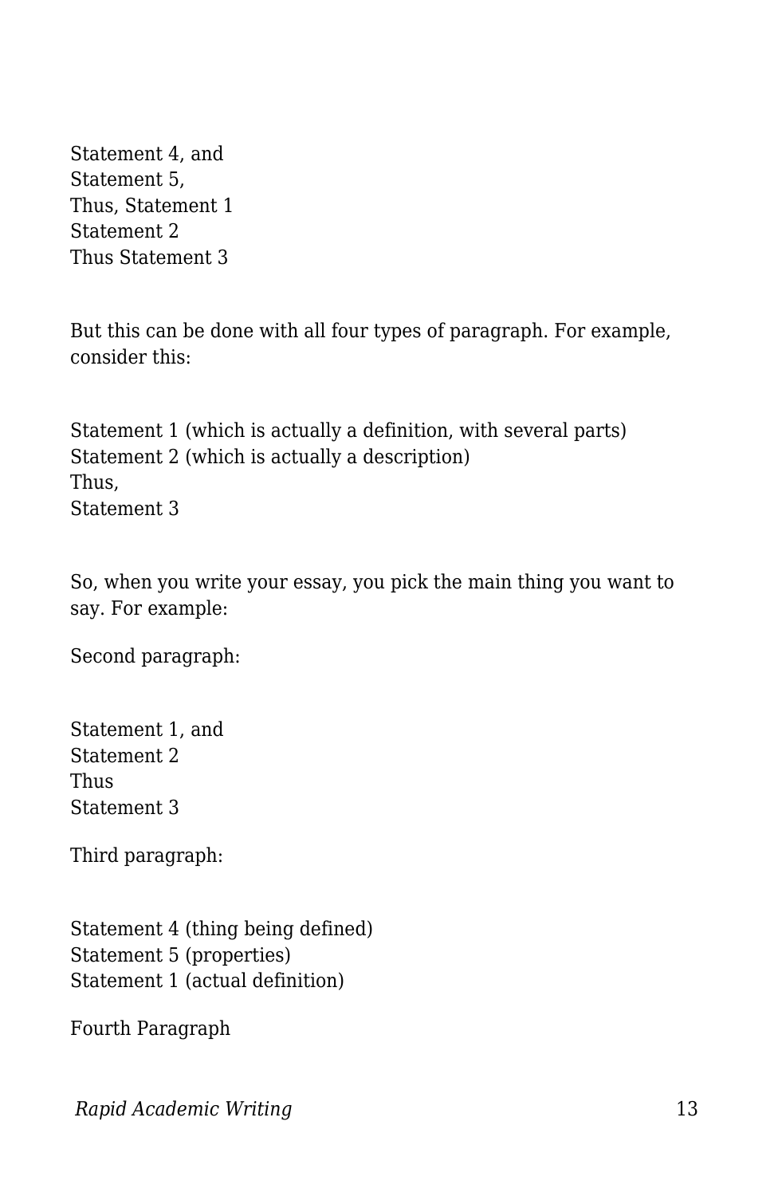Statement 4, and  
Statement 5,  
Thus, Statement 1  
Statement 2  
Thus Statement 3

But this can be done with all four types of paragraph. For example, consider this:

Statement 1 (which is actually a definition, with several parts)  
Statement 2 (which is actually a description)  
Thus,  
Statement 3

So, when you write your essay, you pick the main thing you want to say. For example:

Second paragraph:

Statement 1, and  
Statement 2  
Thus  
Statement 3

Third paragraph:

Statement 4 (thing being defined)  
Statement 5 (properties)  
Statement 1 (actual definition)

Fourth Paragraph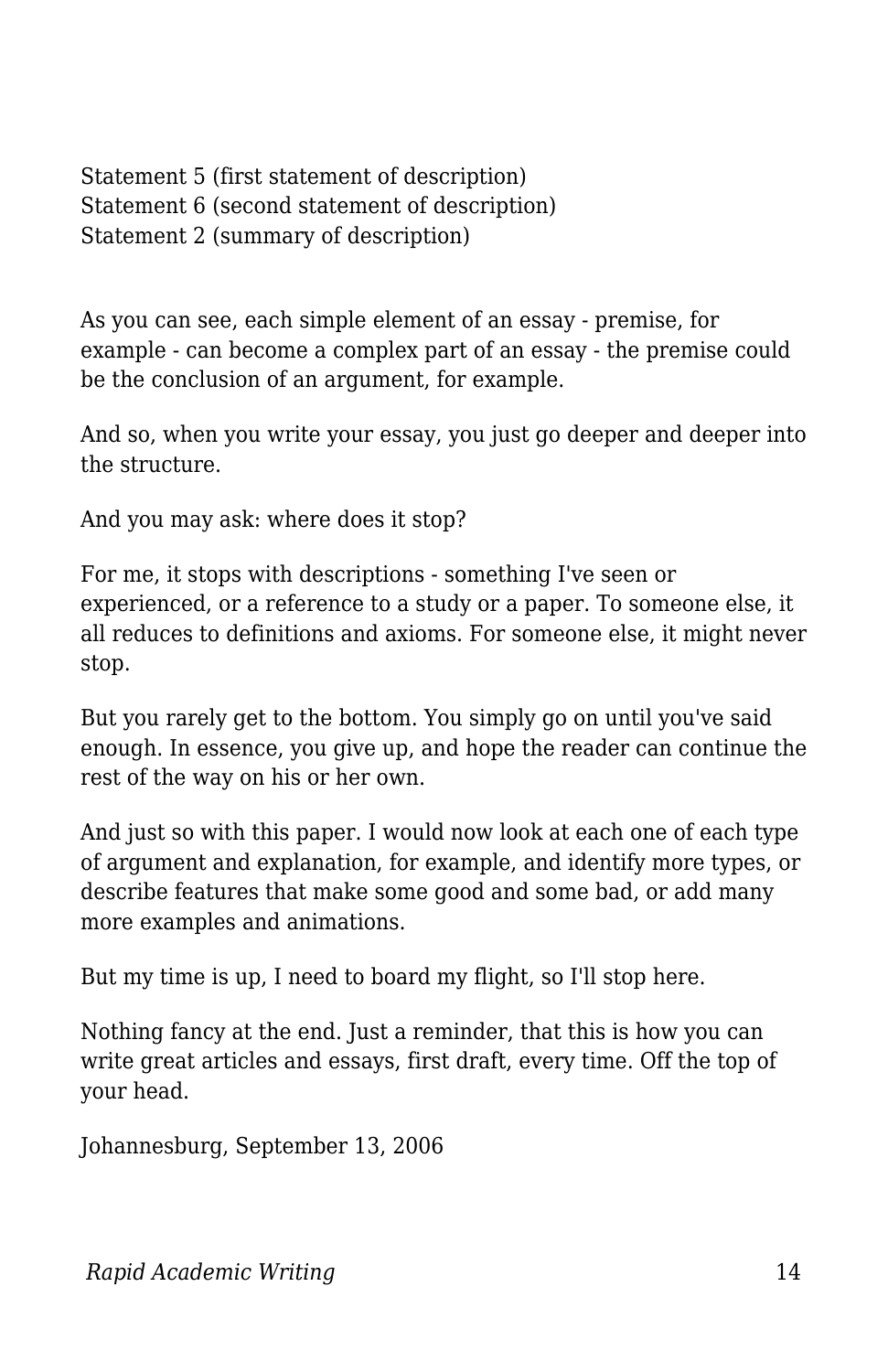Statement 5 (first statement of description)
Statement 6 (second statement of description)
Statement 2 (summary of description)

As you can see, each simple element of an essay - premise, for example - can become a complex part of an essay - the premise could be the conclusion of an argument, for example.

And so, when you write your essay, you just go deeper and deeper into the structure.

And you may ask: where does it stop?

For me, it stops with descriptions - something I've seen or experienced, or a reference to a study or a paper. To someone else, it all reduces to definitions and axioms. For someone else, it might never stop.

But you rarely get to the bottom. You simply go on until you've said enough. In essence, you give up, and hope the reader can continue the rest of the way on his or her own.

And just so with this paper. I would now look at each one of each type of argument and explanation, for example, and identify more types, or describe features that make some good and some bad, or add many more examples and animations.

But my time is up, I need to board my flight, so I'll stop here.

Nothing fancy at the end. Just a reminder, that this is how you can write great articles and essays, first draft, every time. Off the top of your head.

Johannesburg, September 13, 2006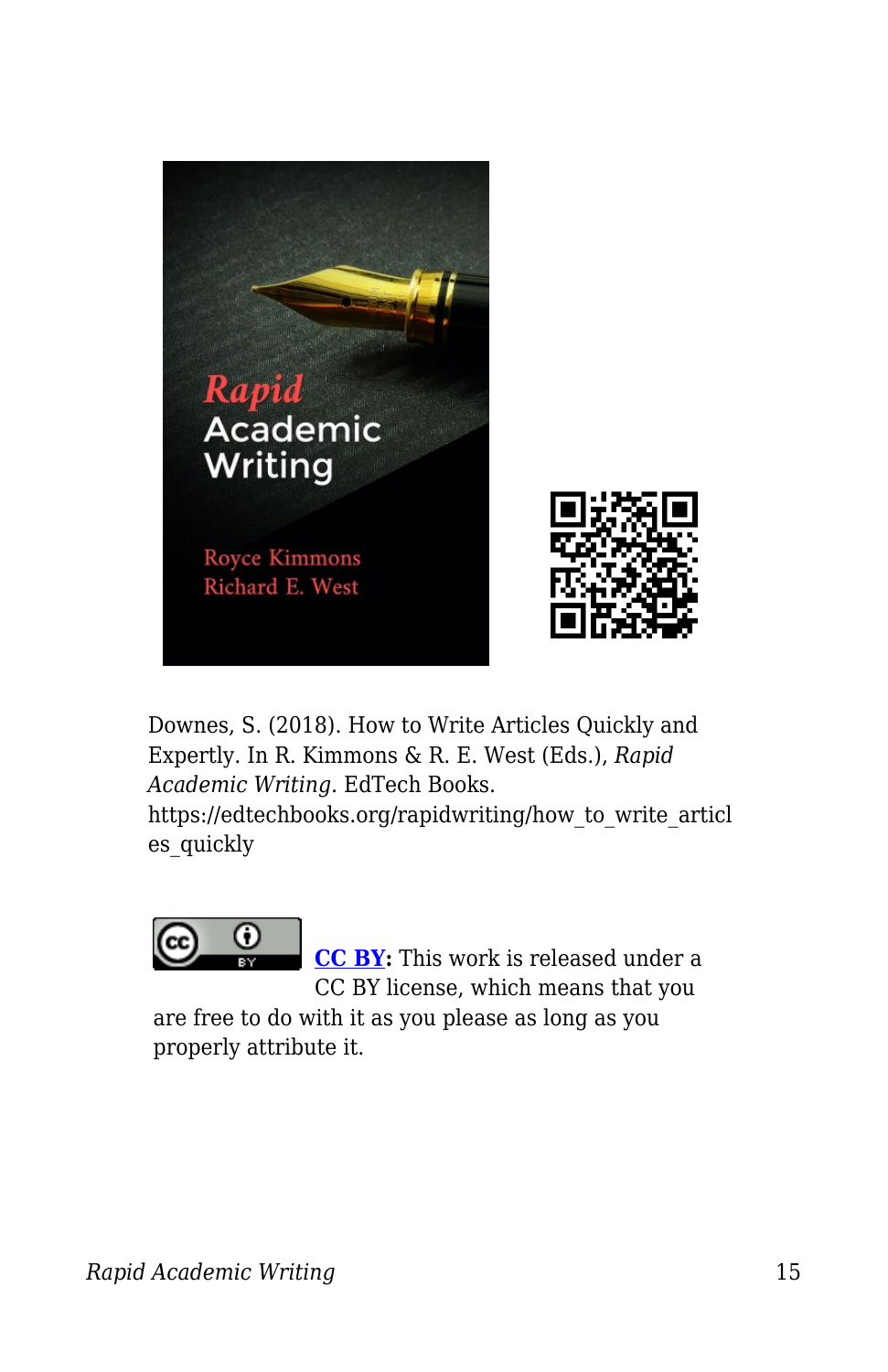Downes, S. (2018). How to Write Articles Quickly and Expertly. In R. Kimmons & R. E. West (Eds.), *Rapid Academic Writing*. EdTech Books. https://edtechbooks.org/rapidwriting/how_to_write_articles_quickly

**CC BY:** This work is released under a CC BY license, which means that you are free to do with it as you please as long as you properly attribute it.